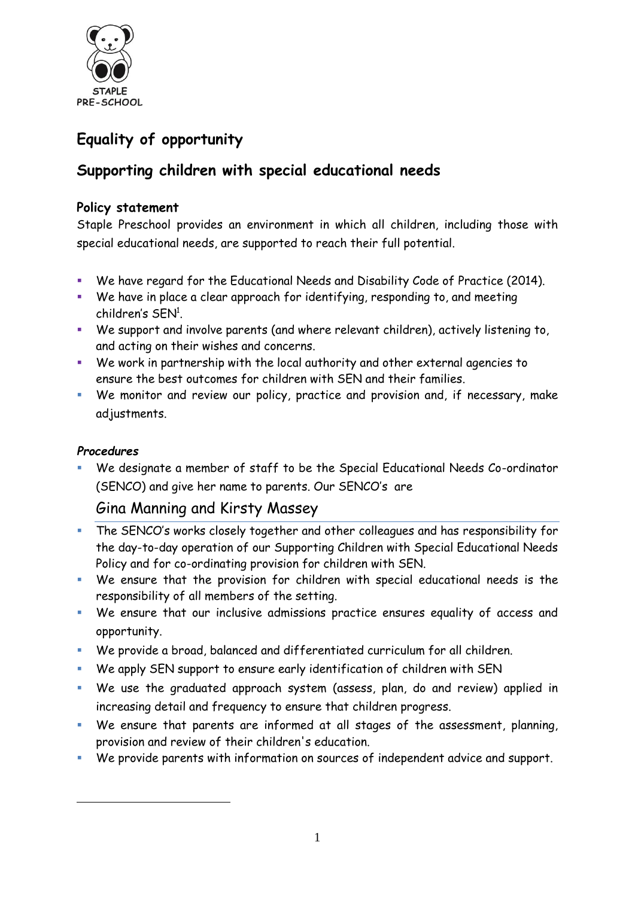STAPLE PRE-SCHOOL

# Equality of opportunity

## Supporting children with special educational needs

### Policy statement

Staple Preschool provides an environment in which all children, including those with special educational needs, are supported to reach their full potential.

- We have regard for the Educational Needs and Disability Code of Practice (2014).
- We have in place a clear approach for identifying, responding to, and meeting children's SEN[1].
- We support and involve parents (and where relevant children), actively listening to, and acting on their wishes and concerns.
- We work in partnership with the local authority and other external agencies to ensure the best outcomes for children with SEN and their families.
- We monitor and review our policy, practice and provision and, if necessary, make adjustments.

### *Procedures*

- We designate a member of staff to be the Special Educational Needs Co-ordinator (SENCO) and give her name to parents. Our SENCO's are

  Gina Manning and Kirsty Massey

- The SENCO's works closely together and other colleagues and has responsibility for the day-to-day operation of our Supporting Children with Special Educational Needs Policy and for co-ordinating provision for children with SEN.
- We ensure that the provision for children with special educational needs is the responsibility of all members of the setting.
- We ensure that our inclusive admissions practice ensures equality of access and opportunity.
- We provide a broad, balanced and differentiated curriculum for all children.
- We apply SEN support to ensure early identification of children with SEN
- We use the graduated approach system (assess, plan, do and review) applied in increasing detail and frequency to ensure that children progress.
- We ensure that parents are informed at all stages of the assessment, planning, provision and review of their children's education.
- We provide parents with information on sources of independent advice and support.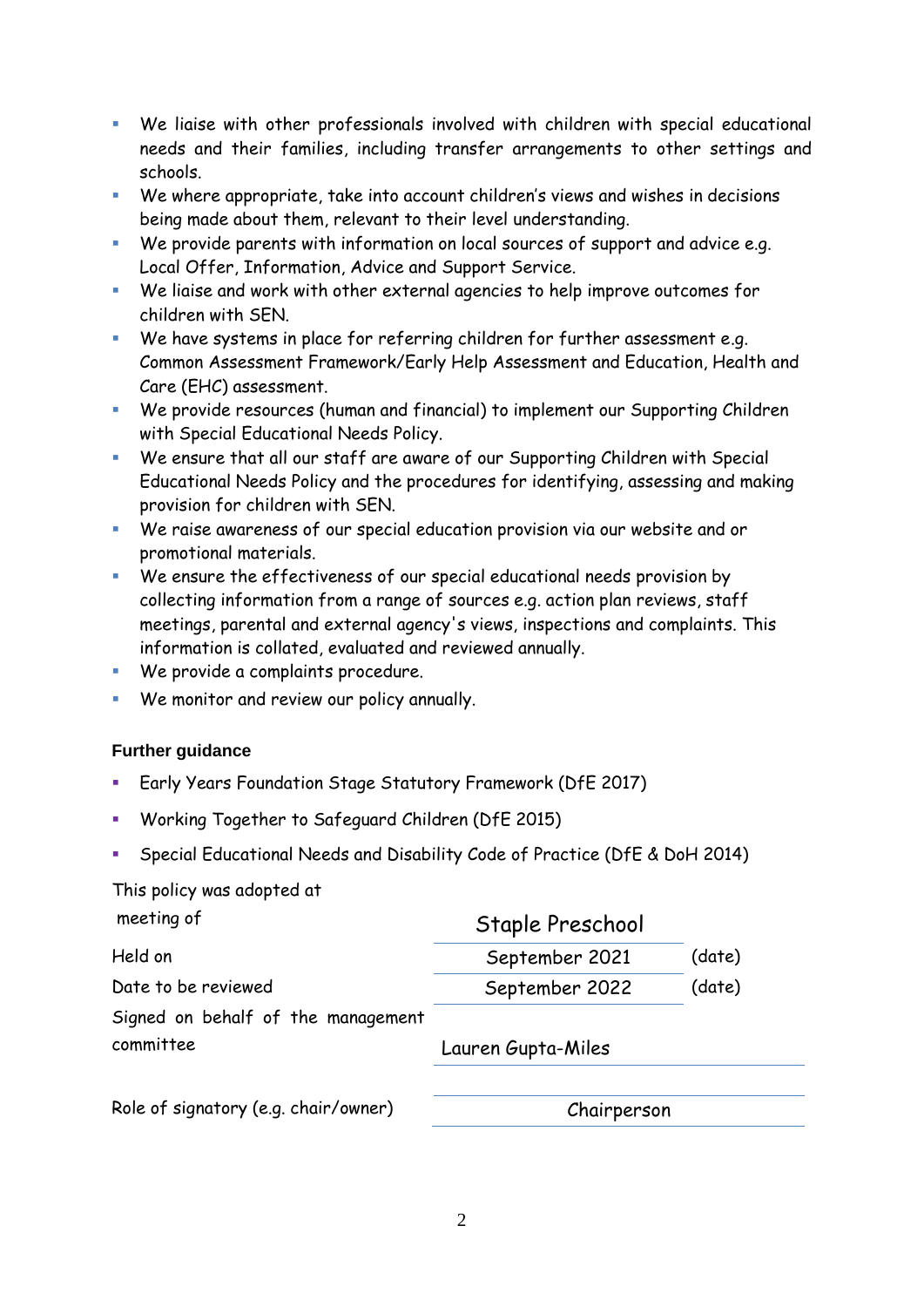- We liaise with other professionals involved with children with special educational needs and their families, including transfer arrangements to other settings and schools.
- We where appropriate, take into account children's views and wishes in decisions being made about them, relevant to their level understanding.
- We provide parents with information on local sources of support and advice e.g. Local Offer, Information, Advice and Support Service.
- We liaise and work with other external agencies to help improve outcomes for children with SEN.
- We have systems in place for referring children for further assessment e.g. Common Assessment Framework/Early Help Assessment and Education, Health and Care (EHC) assessment.
- We provide resources (human and financial) to implement our Supporting Children with Special Educational Needs Policy.
- We ensure that all our staff are aware of our Supporting Children with Special Educational Needs Policy and the procedures for identifying, assessing and making provision for children with SEN.
- We raise awareness of our special education provision via our website and or promotional materials.
- We ensure the effectiveness of our special educational needs provision by collecting information from a range of sources e.g. action plan reviews, staff meetings, parental and external agency's views, inspections and complaints. This information is collated, evaluated and reviewed annually.
- We provide a complaints procedure.
- We monitor and review our policy annually.

**Further guidance**

- Early Years Foundation Stage Statutory Framework (DfE 2017)
- Working Together to Safeguard Children (DfE 2015)
- Special Educational Needs and Disability Code of Practice (DfE & DoH 2014)

| | | |
|---|---|---|
| This policy was adopted at meeting of | Staple Preschool | |
| Held on | September 2021 | (date) |
| Date to be reviewed | September 2022 | (date) |
| Signed on behalf of the management committee | Lauren Gupta-Miles | |
| Role of signatory (e.g. chair/owner) | Chairperson | |